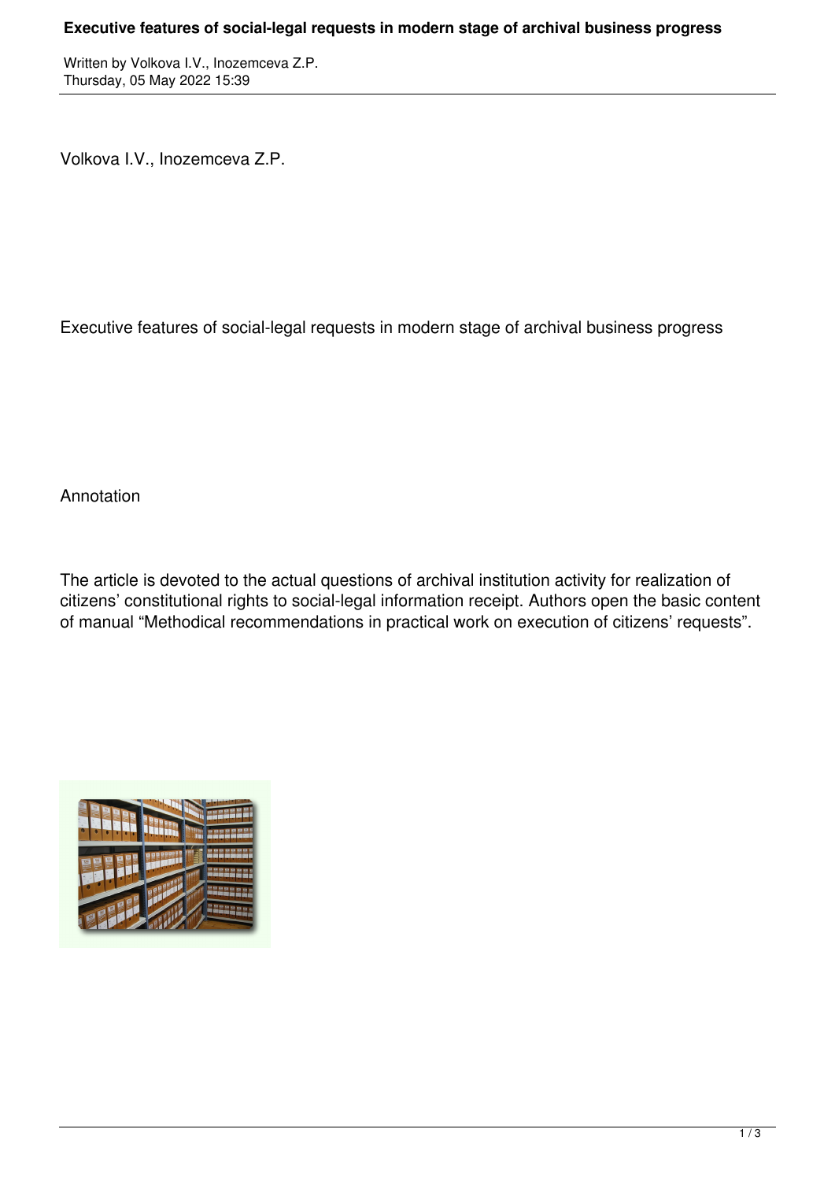Volkova I.V., Inozemceva Z.P.

# Executive features of social-legal requests in modern stage of archival business progress

## Annotation

The article is devoted to the actual questions of archival institution activity for realization of citizens' constitutional rights to social-legal information receipt. Authors open the basic content of manual "Methodical recommendations in practical work on execution of citizens' requests".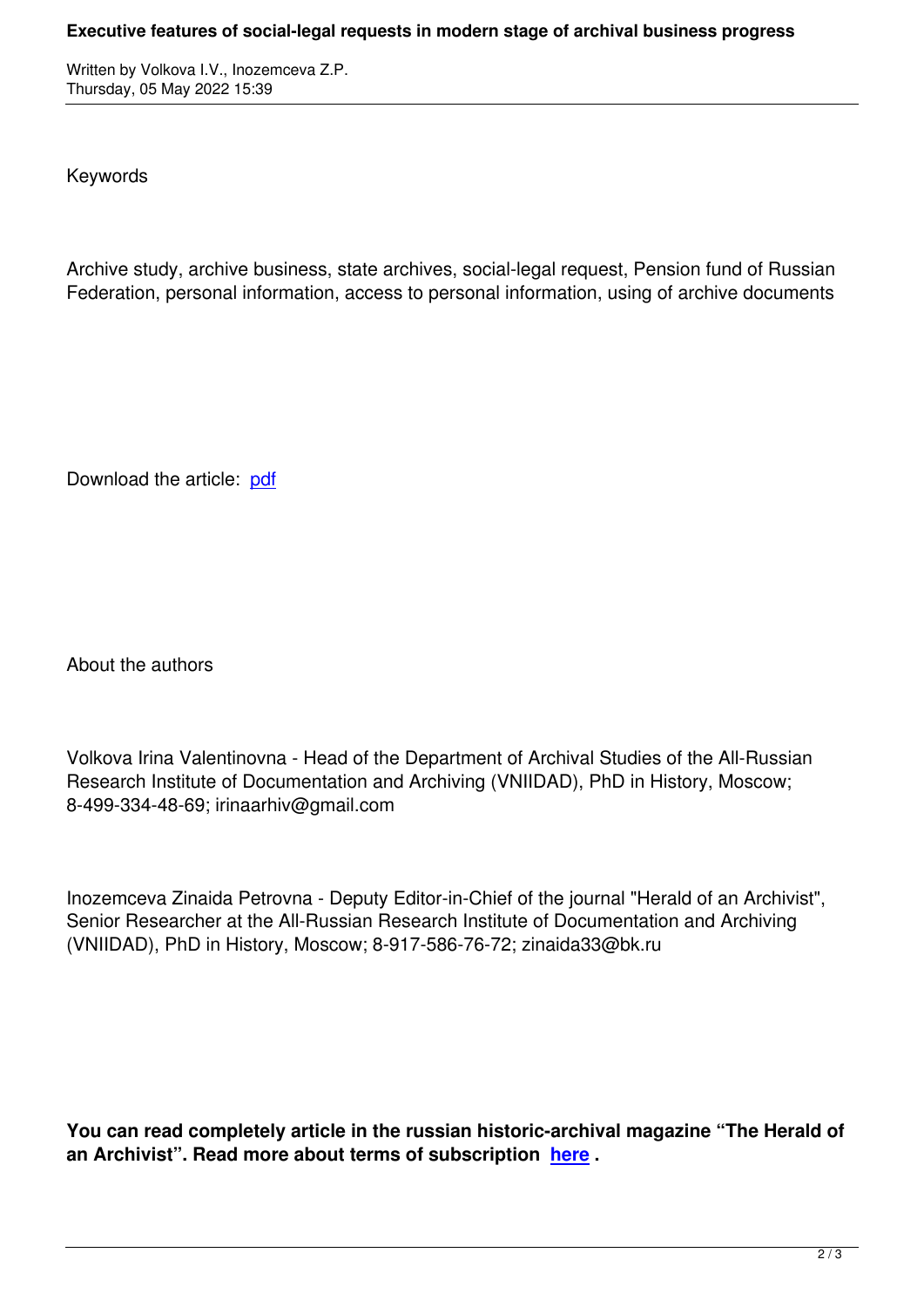Keywords

Archive study, archive business, state archives, social-legal request, Pension fund of Russian Federation, personal information, access to personal information, using of archive documents

Download the article: pdf

About the authors

Volkova Irina Valentinovna - Head of the Department of Archival Studies of the All-Russian Research Institute of Documentation and Archiving (VNIIDAD), PhD in History, Moscow; 8-499-334-48-69; irinaarhiv@gmail.com

Inozemceva Zinaida Petrovna - Deputy Editor-in-Chief of the journal "Herald of an Archivist", Senior Researcher at the All-Russian Research Institute of Documentation and Archiving (VNIIDAD), PhD in History, Moscow; 8-917-586-76-72; zinaida33@bk.ru

**You can read completely article in the russian historic-archival magazine "The Herald of an Archivist". Read more about terms of subscription here .**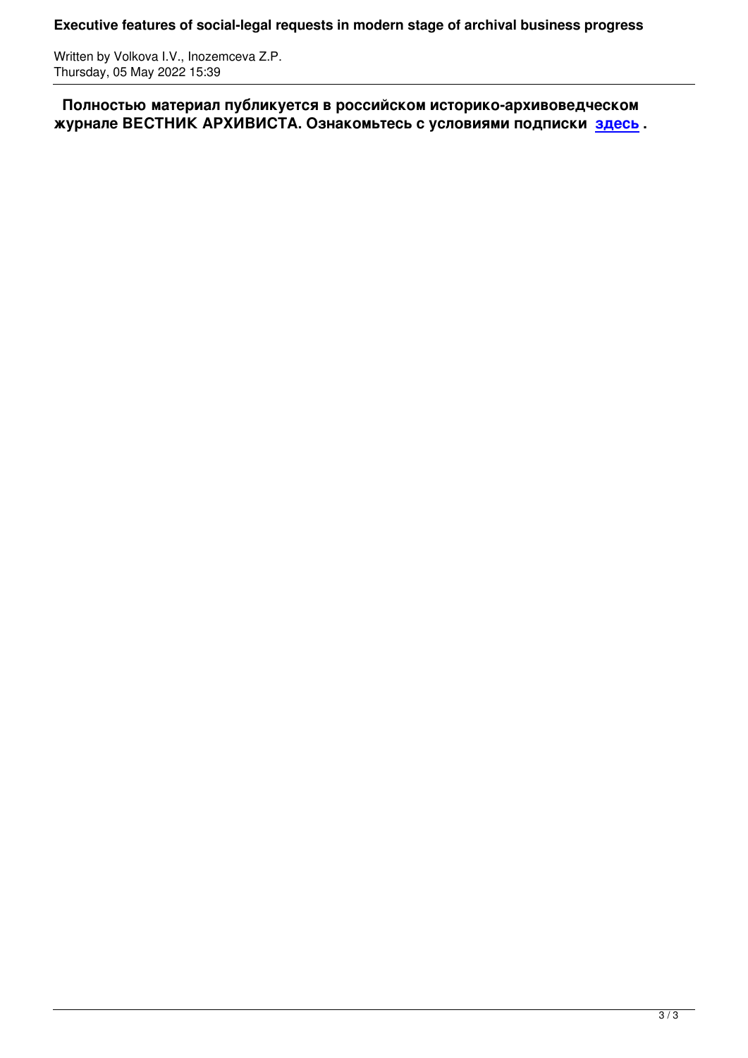**Полностью материал публикуется в российском историко-архивоведческом журнале ВЕСТНИК АРХИВИСТА. Ознакомьтесь с условиями подписки здесь .**